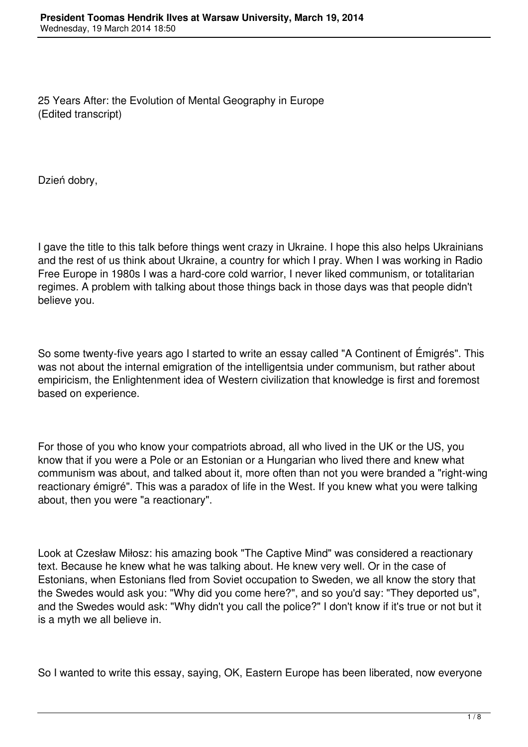25 Years After: the Evolution of Mental Geography in Europe
(Edited transcript)

Dzień dobry,

I gave the title to this talk before things went crazy in Ukraine. I hope this also helps Ukrainians and the rest of us think about Ukraine, a country for which I pray. When I was working in Radio Free Europe in 1980s I was a hard-core cold warrior, I never liked communism, or totalitarian regimes. A problem with talking about those things back in those days was that people didn't believe you.

So some twenty-five years ago I started to write an essay called "A Continent of Émigrés". This was not about the internal emigration of the intelligentsia under communism, but rather about empiricism, the Enlightenment idea of Western civilization that knowledge is first and foremost based on experience.

For those of you who know your compatriots abroad, all who lived in the UK or the US, you know that if you were a Pole or an Estonian or a Hungarian who lived there and knew what communism was about, and talked about it, more often than not you were branded a "right-wing reactionary émigré". This was a paradox of life in the West. If you knew what you were talking about, then you were "a reactionary".

Look at Czesław Miłosz: his amazing book "The Captive Mind" was considered a reactionary text. Because he knew what he was talking about. He knew very well. Or in the case of Estonians, when Estonians fled from Soviet occupation to Sweden, we all know the story that the Swedes would ask you: "Why did you come here?", and so you'd say: "They deported us", and the Swedes would ask: "Why didn't you call the police?" I don't know if it's true or not but it is a myth we all believe in.

So I wanted to write this essay, saying, OK, Eastern Europe has been liberated, now everyone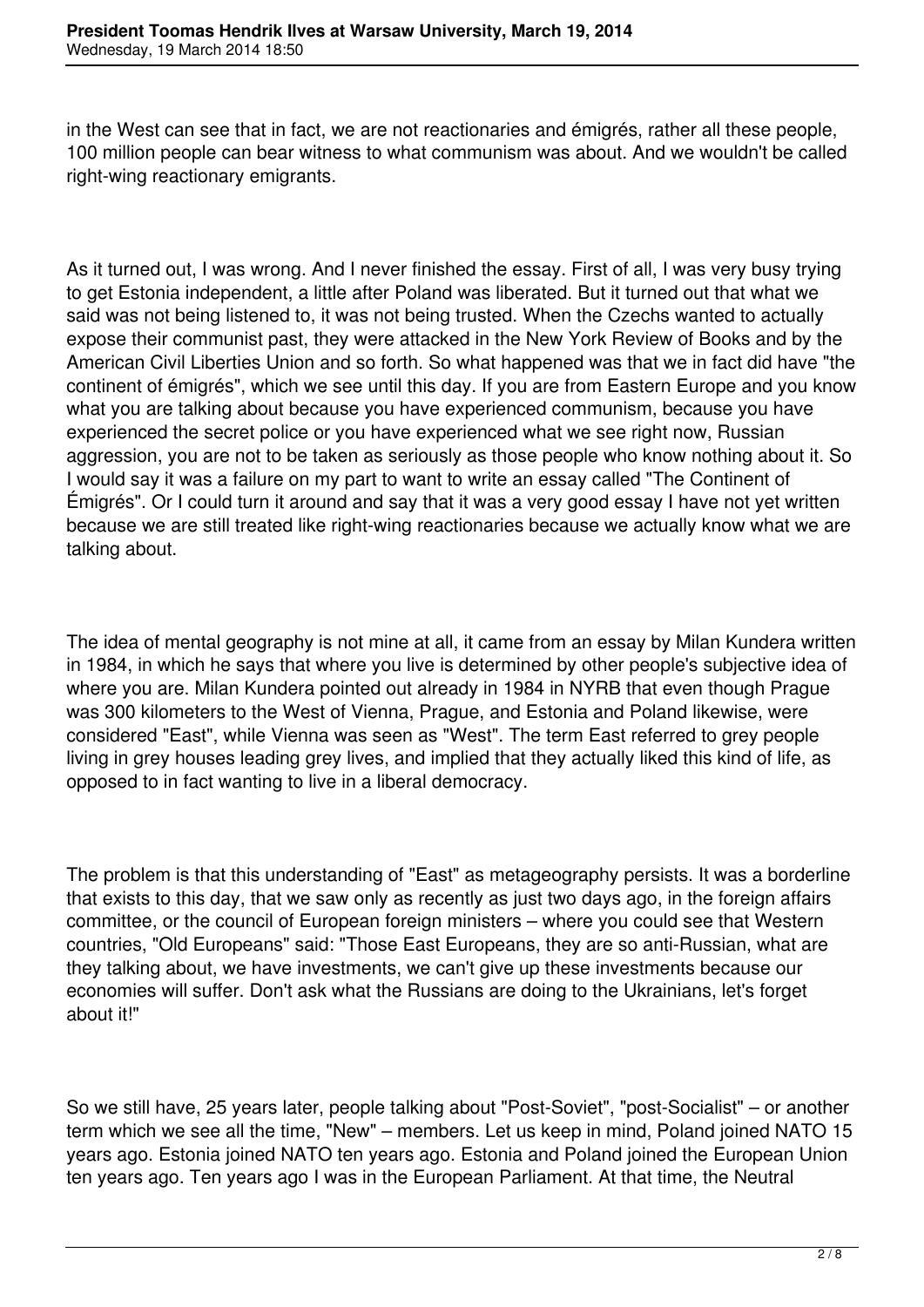in the West can see that in fact, we are not reactionaries and émigrés, rather all these people, 100 million people can bear witness to what communism was about. And we wouldn't be called right-wing reactionary emigrants.

As it turned out, I was wrong. And I never finished the essay. First of all, I was very busy trying to get Estonia independent, a little after Poland was liberated. But it turned out that what we said was not being listened to, it was not being trusted. When the Czechs wanted to actually expose their communist past, they were attacked in the New York Review of Books and by the American Civil Liberties Union and so forth. So what happened was that we in fact did have "the continent of émigrés", which we see until this day. If you are from Eastern Europe and you know what you are talking about because you have experienced communism, because you have experienced the secret police or you have experienced what we see right now, Russian aggression, you are not to be taken as seriously as those people who know nothing about it. So I would say it was a failure on my part to want to write an essay called "The Continent of Émigrés". Or I could turn it around and say that it was a very good essay I have not yet written because we are still treated like right-wing reactionaries because we actually know what we are talking about.

The idea of mental geography is not mine at all, it came from an essay by Milan Kundera written in 1984, in which he says that where you live is determined by other people's subjective idea of where you are. Milan Kundera pointed out already in 1984 in NYRB that even though Prague was 300 kilometers to the West of Vienna, Prague, and Estonia and Poland likewise, were considered "East", while Vienna was seen as "West". The term East referred to grey people living in grey houses leading grey lives, and implied that they actually liked this kind of life, as opposed to in fact wanting to live in a liberal democracy.

The problem is that this understanding of "East" as metageography persists. It was a borderline that exists to this day, that we saw only as recently as just two days ago, in the foreign affairs committee, or the council of European foreign ministers – where you could see that Western countries, "Old Europeans" said: "Those East Europeans, they are so anti-Russian, what are they talking about, we have investments, we can't give up these investments because our economies will suffer. Don't ask what the Russians are doing to the Ukrainians, let's forget about it!"

So we still have, 25 years later, people talking about "Post-Soviet", "post-Socialist" – or another term which we see all the time, "New" – members. Let us keep in mind, Poland joined NATO 15 years ago. Estonia joined NATO ten years ago. Estonia and Poland joined the European Union ten years ago. Ten years ago I was in the European Parliament. At that time, the Neutral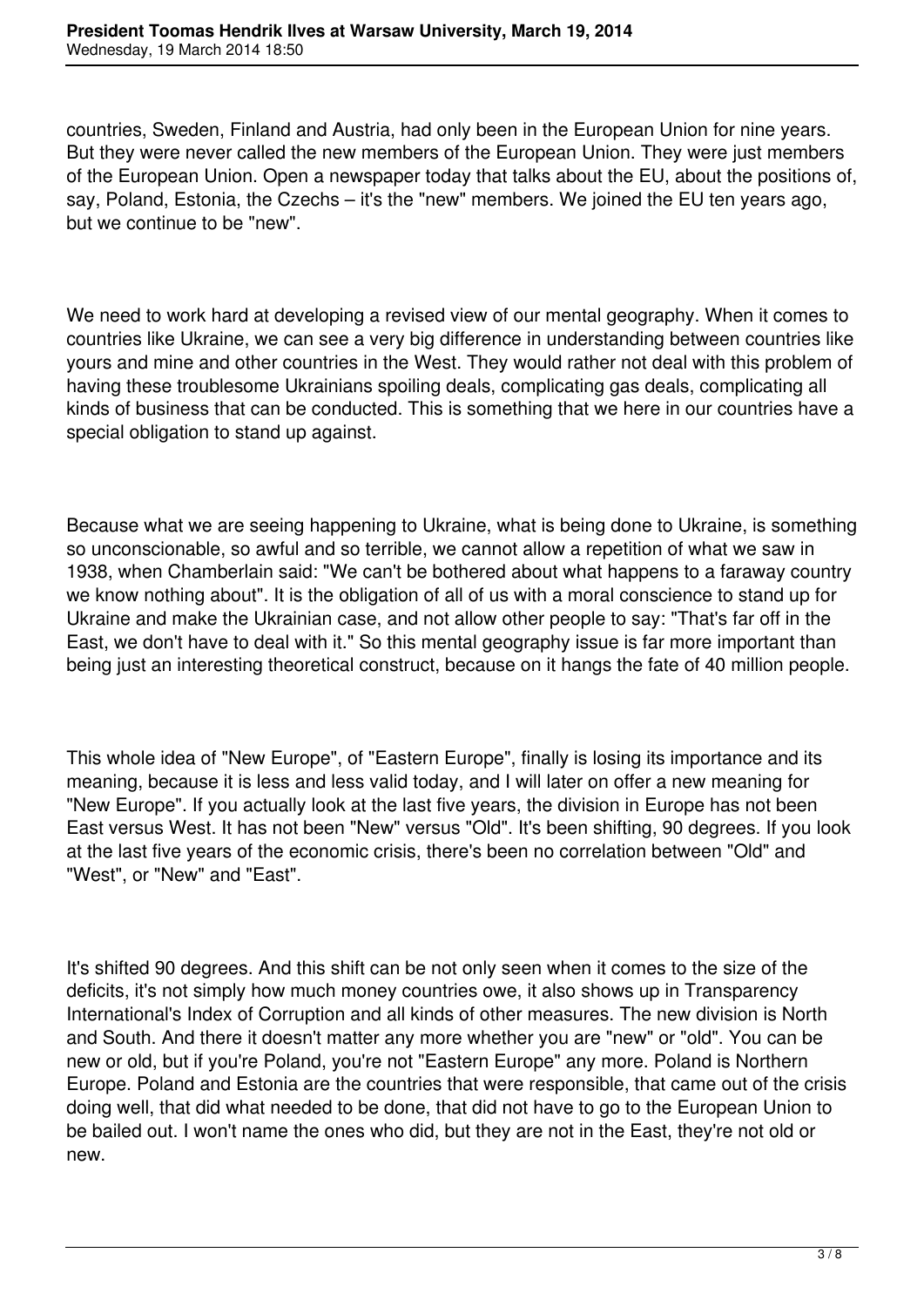countries, Sweden, Finland and Austria, had only been in the European Union for nine years. But they were never called the new members of the European Union. They were just members of the European Union. Open a newspaper today that talks about the EU, about the positions of, say, Poland, Estonia, the Czechs – it's the "new" members. We joined the EU ten years ago, but we continue to be "new".

We need to work hard at developing a revised view of our mental geography. When it comes to countries like Ukraine, we can see a very big difference in understanding between countries like yours and mine and other countries in the West. They would rather not deal with this problem of having these troublesome Ukrainians spoiling deals, complicating gas deals, complicating all kinds of business that can be conducted. This is something that we here in our countries have a special obligation to stand up against.

Because what we are seeing happening to Ukraine, what is being done to Ukraine, is something so unconscionable, so awful and so terrible, we cannot allow a repetition of what we saw in 1938, when Chamberlain said: "We can't be bothered about what happens to a faraway country we know nothing about". It is the obligation of all of us with a moral conscience to stand up for Ukraine and make the Ukrainian case, and not allow other people to say: "That's far off in the East, we don't have to deal with it." So this mental geography issue is far more important than being just an interesting theoretical construct, because on it hangs the fate of 40 million people.

This whole idea of "New Europe", of "Eastern Europe", finally is losing its importance and its meaning, because it is less and less valid today, and I will later on offer a new meaning for "New Europe". If you actually look at the last five years, the division in Europe has not been East versus West. It has not been "New" versus "Old". It's been shifting, 90 degrees. If you look at the last five years of the economic crisis, there's been no correlation between "Old" and "West", or "New" and "East".

It's shifted 90 degrees. And this shift can be not only seen when it comes to the size of the deficits, it's not simply how much money countries owe, it also shows up in Transparency International's Index of Corruption and all kinds of other measures. The new division is North and South. And there it doesn't matter any more whether you are "new" or "old". You can be new or old, but if you're Poland, you're not "Eastern Europe" any more. Poland is Northern Europe. Poland and Estonia are the countries that were responsible, that came out of the crisis doing well, that did what needed to be done, that did not have to go to the European Union to be bailed out. I won't name the ones who did, but they are not in the East, they're not old or new.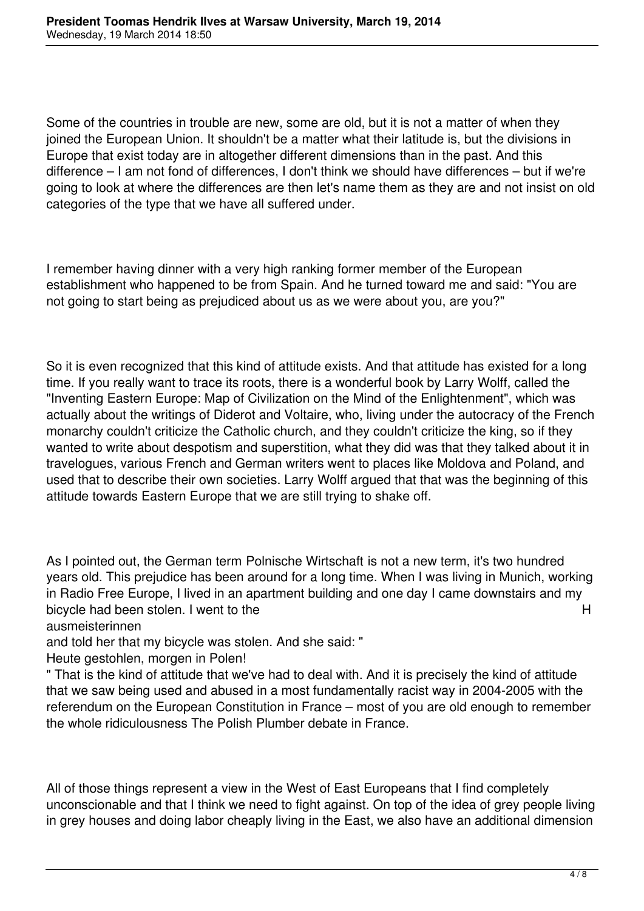Some of the countries in trouble are new, some are old, but it is not a matter of when they joined the European Union. It shouldn't be a matter what their latitude is, but the divisions in Europe that exist today are in altogether different dimensions than in the past. And this difference – I am not fond of differences, I don't think we should have differences – but if we're going to look at where the differences are then let's name them as they are and not insist on old categories of the type that we have all suffered under.

I remember having dinner with a very high ranking former member of the European establishment who happened to be from Spain. And he turned toward me and said: "You are not going to start being as prejudiced about us as we were about you, are you?"

So it is even recognized that this kind of attitude exists. And that attitude has existed for a long time. If you really want to trace its roots, there is a wonderful book by Larry Wolff, called the "Inventing Eastern Europe: Map of Civilization on the Mind of the Enlightenment", which was actually about the writings of Diderot and Voltaire, who, living under the autocracy of the French monarchy couldn't criticize the Catholic church, and they couldn't criticize the king, so if they wanted to write about despotism and superstition, what they did was that they talked about it in travelogues, various French and German writers went to places like Moldova and Poland, and used that to describe their own societies. Larry Wolff argued that that was the beginning of this attitude towards Eastern Europe that we are still trying to shake off.

As I pointed out, the German term Polnische Wirtschaft is not a new term, it's two hundred years old. This prejudice has been around for a long time. When I was living in Munich, working in Radio Free Europe, I lived in an apartment building and one day I came downstairs and my bicycle had been stolen. I went to the Hausmeisterinnen and told her that my bicycle was stolen. And she said: "Heute gestohlen, morgen in Polen!" That is the kind of attitude that we've had to deal with. And it is precisely the kind of attitude that we saw being used and abused in a most fundamentally racist way in 2004-2005 with the referendum on the European Constitution in France – most of you are old enough to remember the whole ridiculousness The Polish Plumber debate in France.

All of those things represent a view in the West of East Europeans that I find completely unconscionable and that I think we need to fight against. On top of the idea of grey people living in grey houses and doing labor cheaply living in the East, we also have an additional dimension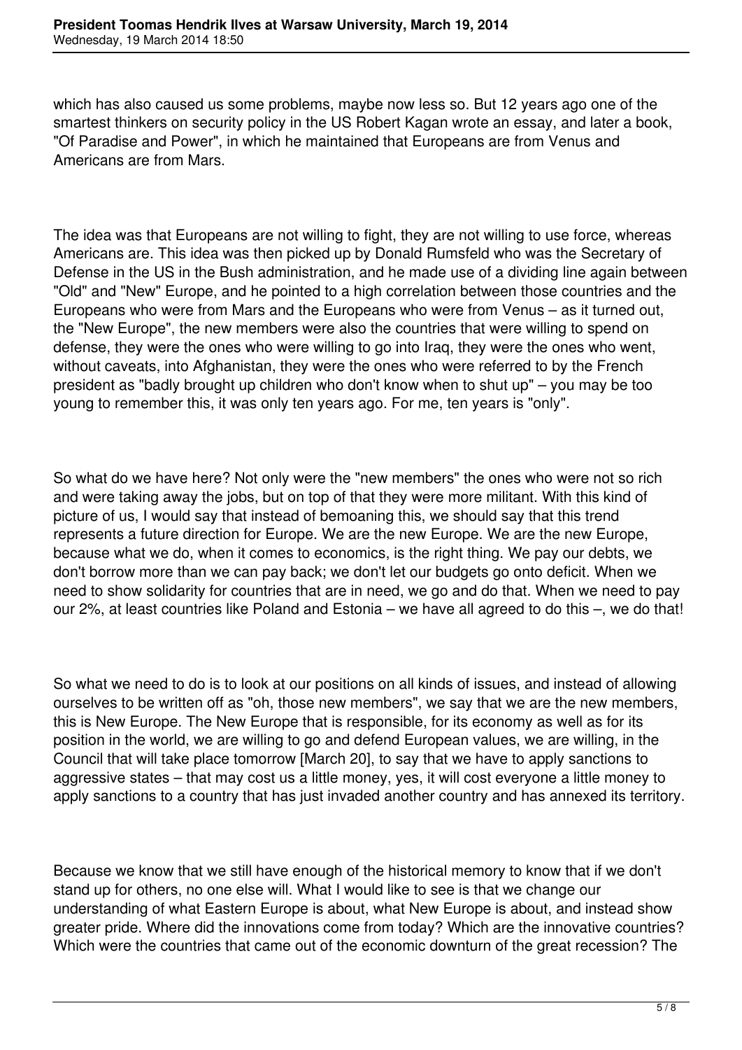which has also caused us some problems, maybe now less so. But 12 years ago one of the smartest thinkers on security policy in the US Robert Kagan wrote an essay, and later a book, "Of Paradise and Power", in which he maintained that Europeans are from Venus and Americans are from Mars.

The idea was that Europeans are not willing to fight, they are not willing to use force, whereas Americans are. This idea was then picked up by Donald Rumsfeld who was the Secretary of Defense in the US in the Bush administration, and he made use of a dividing line again between "Old" and "New" Europe, and he pointed to a high correlation between those countries and the Europeans who were from Mars and the Europeans who were from Venus – as it turned out, the "New Europe", the new members were also the countries that were willing to spend on defense, they were the ones who were willing to go into Iraq, they were the ones who went, without caveats, into Afghanistan, they were the ones who were referred to by the French president as "badly brought up children who don't know when to shut up" – you may be too young to remember this, it was only ten years ago. For me, ten years is "only".

So what do we have here? Not only were the "new members" the ones who were not so rich and were taking away the jobs, but on top of that they were more militant. With this kind of picture of us, I would say that instead of bemoaning this, we should say that this trend represents a future direction for Europe. We are the new Europe. We are the new Europe, because what we do, when it comes to economics, is the right thing. We pay our debts, we don't borrow more than we can pay back; we don't let our budgets go onto deficit. When we need to show solidarity for countries that are in need, we go and do that. When we need to pay our 2%, at least countries like Poland and Estonia – we have all agreed to do this –, we do that!

So what we need to do is to look at our positions on all kinds of issues, and instead of allowing ourselves to be written off as "oh, those new members", we say that we are the new members, this is New Europe. The New Europe that is responsible, for its economy as well as for its position in the world, we are willing to go and defend European values, we are willing, in the Council that will take place tomorrow [March 20], to say that we have to apply sanctions to aggressive states – that may cost us a little money, yes, it will cost everyone a little money to apply sanctions to a country that has just invaded another country and has annexed its territory.

Because we know that we still have enough of the historical memory to know that if we don't stand up for others, no one else will. What I would like to see is that we change our understanding of what Eastern Europe is about, what New Europe is about, and instead show greater pride. Where did the innovations come from today? Which are the innovative countries? Which were the countries that came out of the economic downturn of the great recession? The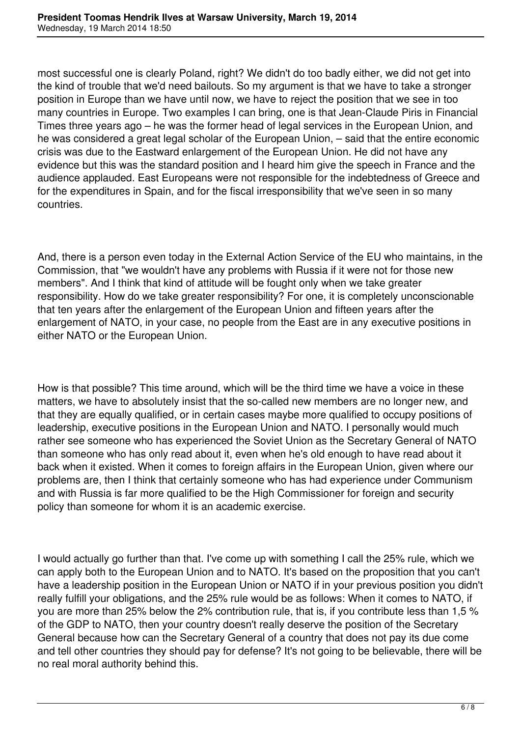most successful one is clearly Poland, right? We didn't do too badly either, we did not get into the kind of trouble that we'd need bailouts. So my argument is that we have to take a stronger position in Europe than we have until now, we have to reject the position that we see in too many countries in Europe. Two examples I can bring, one is that Jean-Claude Piris in Financial Times three years ago – he was the former head of legal services in the European Union, and he was considered a great legal scholar of the European Union, – said that the entire economic crisis was due to the Eastward enlargement of the European Union. He did not have any evidence but this was the standard position and I heard him give the speech in France and the audience applauded. East Europeans were not responsible for the indebtedness of Greece and for the expenditures in Spain, and for the fiscal irresponsibility that we've seen in so many countries.

And, there is a person even today in the External Action Service of the EU who maintains, in the Commission, that "we wouldn't have any problems with Russia if it were not for those new members". And I think that kind of attitude will be fought only when we take greater responsibility. How do we take greater responsibility? For one, it is completely unconscionable that ten years after the enlargement of the European Union and fifteen years after the enlargement of NATO, in your case, no people from the East are in any executive positions in either NATO or the European Union.

How is that possible? This time around, which will be the third time we have a voice in these matters, we have to absolutely insist that the so-called new members are no longer new, and that they are equally qualified, or in certain cases maybe more qualified to occupy positions of leadership, executive positions in the European Union and NATO. I personally would much rather see someone who has experienced the Soviet Union as the Secretary General of NATO than someone who has only read about it, even when he's old enough to have read about it back when it existed. When it comes to foreign affairs in the European Union, given where our problems are, then I think that certainly someone who has had experience under Communism and with Russia is far more qualified to be the High Commissioner for foreign and security policy than someone for whom it is an academic exercise.

I would actually go further than that. I've come up with something I call the 25% rule, which we can apply both to the European Union and to NATO. It's based on the proposition that you can't have a leadership position in the European Union or NATO if in your previous position you didn't really fulfill your obligations, and the 25% rule would be as follows: When it comes to NATO, if you are more than 25% below the 2% contribution rule, that is, if you contribute less than 1,5 % of the GDP to NATO, then your country doesn't really deserve the position of the Secretary General because how can the Secretary General of a country that does not pay its due come and tell other countries they should pay for defense? It's not going to be believable, there will be no real moral authority behind this.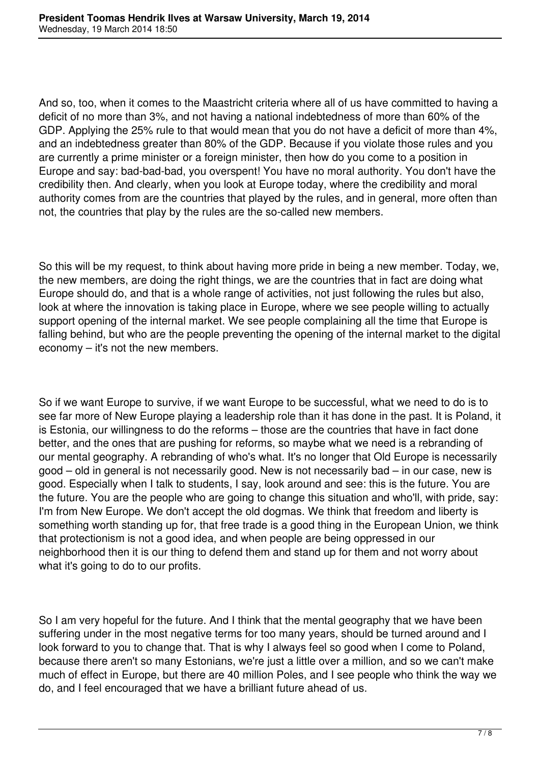And so, too, when it comes to the Maastricht criteria where all of us have committed to having a deficit of no more than 3%, and not having a national indebtedness of more than 60% of the GDP. Applying the 25% rule to that would mean that you do not have a deficit of more than 4%, and an indebtedness greater than 80% of the GDP. Because if you violate those rules and you are currently a prime minister or a foreign minister, then how do you come to a position in Europe and say: bad-bad-bad, you overspent! You have no moral authority. You don't have the credibility then. And clearly, when you look at Europe today, where the credibility and moral authority comes from are the countries that played by the rules, and in general, more often than not, the countries that play by the rules are the so-called new members.

So this will be my request, to think about having more pride in being a new member. Today, we, the new members, are doing the right things, we are the countries that in fact are doing what Europe should do, and that is a whole range of activities, not just following the rules but also, look at where the innovation is taking place in Europe, where we see people willing to actually support opening of the internal market. We see people complaining all the time that Europe is falling behind, but who are the people preventing the opening of the internal market to the digital economy – it's not the new members.

So if we want Europe to survive, if we want Europe to be successful, what we need to do is to see far more of New Europe playing a leadership role than it has done in the past. It is Poland, it is Estonia, our willingness to do the reforms – those are the countries that have in fact done better, and the ones that are pushing for reforms, so maybe what we need is a rebranding of our mental geography. A rebranding of who's what. It's no longer that Old Europe is necessarily good – old in general is not necessarily good. New is not necessarily bad – in our case, new is good. Especially when I talk to students, I say, look around and see: this is the future. You are the future. You are the people who are going to change this situation and who'll, with pride, say: I'm from New Europe. We don't accept the old dogmas. We think that freedom and liberty is something worth standing up for, that free trade is a good thing in the European Union, we think that protectionism is not a good idea, and when people are being oppressed in our neighborhood then it is our thing to defend them and stand up for them and not worry about what it's going to do to our profits.

So I am very hopeful for the future. And I think that the mental geography that we have been suffering under in the most negative terms for too many years, should be turned around and I look forward to you to change that. That is why I always feel so good when I come to Poland, because there aren't so many Estonians, we're just a little over a million, and so we can't make much of effect in Europe, but there are 40 million Poles, and I see people who think the way we do, and I feel encouraged that we have a brilliant future ahead of us.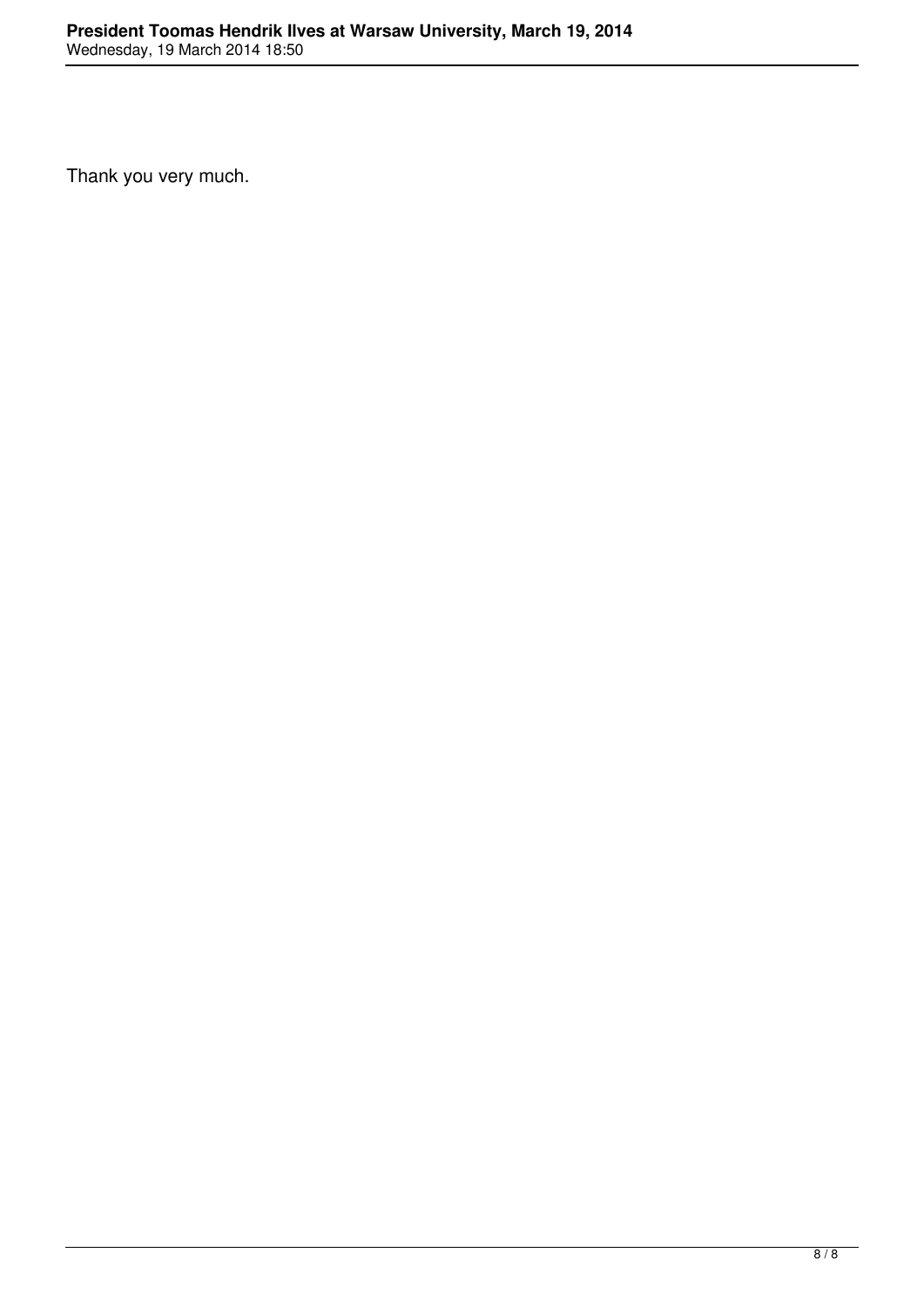Thank you very much.